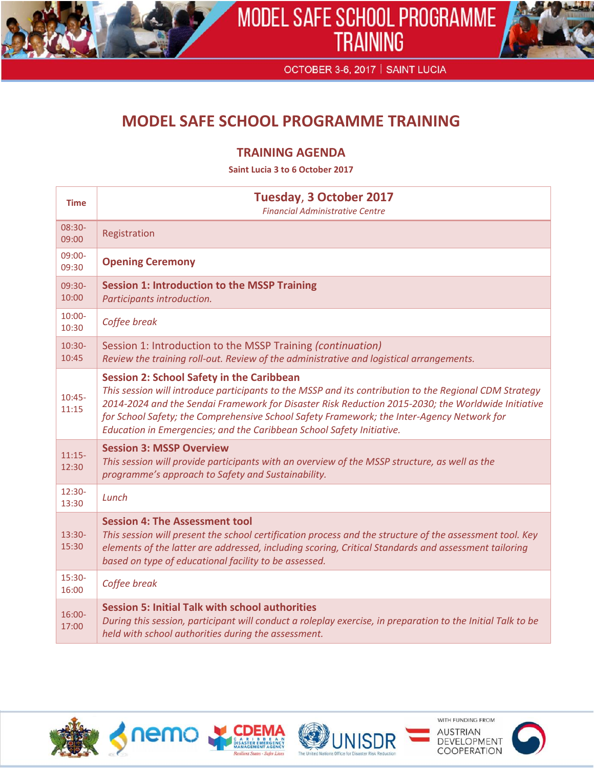# MODEL SAFE SCHOOL PROGRAMME TRAINING

OCTOBER 3-6, 2017 | SAINT LUCIA

## MODEL SAFE SCHOOL PROGRAMME TRAINING

### TRAINING AGENDA

**Saint Lucia 3 to 6 October 2017**

| Time | **Tuesday, 3 October 2017** *Financial Administrative Centre* |
|---|---|
| 08:30-09:00 | Registration |
| 09:00-09:30 | **Opening Ceremony** |
| 09:30-10:00 | **Session 1: Introduction to the MSSP Training** *Participants introduction.* |
| 10:00-10:30 | *Coffee break* |
| 10:30-10:45 | Session 1: Introduction to the MSSP Training *(continuation)* *Review the training roll-out. Review of the administrative and logistical arrangements.* |
| 10:45-11:15 | **Session 2: School Safety in the Caribbean** *This session will introduce participants to the MSSP and its contribution to the Regional CDM Strategy 2014-2024 and the Sendai Framework for Disaster Risk Reduction 2015-2030; the Worldwide Initiative for School Safety; the Comprehensive School Safety Framework; the Inter-Agency Network for Education in Emergencies; and the Caribbean School Safety Initiative.* |
| 11:15-12:30 | **Session 3: MSSP Overview** *This session will provide participants with an overview of the MSSP structure, as well as the programme's approach to Safety and Sustainability.* |
| 12:30-13:30 | *Lunch* |
| 13:30-15:30 | **Session 4: The Assessment tool** *This session will present the school certification process and the structure of the assessment tool. Key elements of the latter are addressed, including scoring, Critical Standards and assessment tailoring based on type of educational facility to be assessed.* |
| 15:30-16:00 | *Coffee break* |
| 16:00-17:00 | **Session 5: Initial Talk with school authorities** *During this session, participant will conduct a roleplay exercise, in preparation to the Initial Talk to be held with school authorities during the assessment.* |

WITH FUNDING FROM AUSTRIAN DEVELOPMENT COOPERATION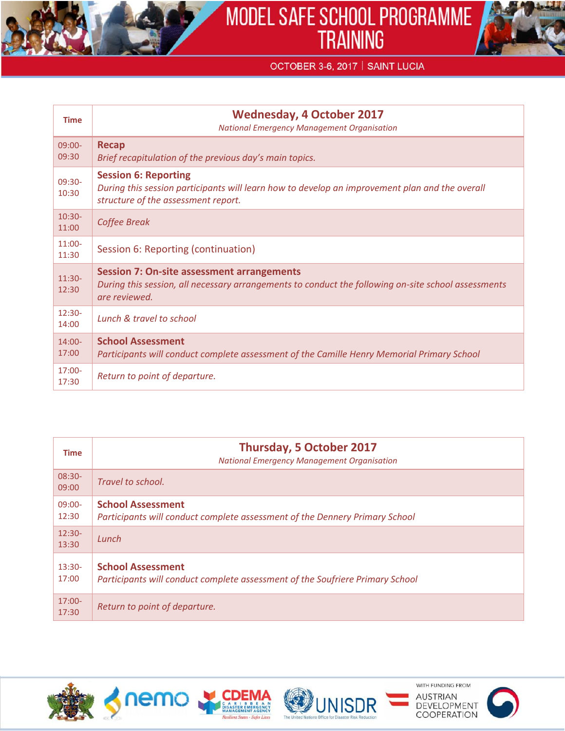| Time | **Wednesday, 4 October 2017**<br>*National Emergency Management Organisation* |
|---|---|
| 09:00-09:30 | **Recap**<br>*Brief recapitulation of the previous day's main topics.* |
| 09:30-10:30 | **Session 6: Reporting**<br>*During this session participants will learn how to develop an improvement plan and the overall structure of the assessment report.* |
| 10:30-11:00 | *Coffee Break* |
| 11:00-11:30 | Session 6: Reporting (continuation) |
| 11:30-12:30 | **Session 7: On-site assessment arrangements**<br>*During this session, all necessary arrangements to conduct the following on-site school assessments are reviewed.* |
| 12:30-14:00 | *Lunch & travel to school* |
| 14:00-17:00 | **School Assessment**<br>*Participants will conduct complete assessment of the Camille Henry Memorial Primary School* |
| 17:00-17:30 | *Return to point of departure.* |

| Time | **Thursday, 5 October 2017**<br>*National Emergency Management Organisation* |
|---|---|
| 08:30-09:00 | *Travel to school.* |
| 09:00-12:30 | **School Assessment**<br>*Participants will conduct complete assessment of the Dennery Primary School* |
| 12:30-13:30 | *Lunch* |
| 13:30-17:00 | **School Assessment**<br>*Participants will conduct complete assessment of the Soufriere Primary School* |
| 17:00-17:30 | *Return to point of departure.* |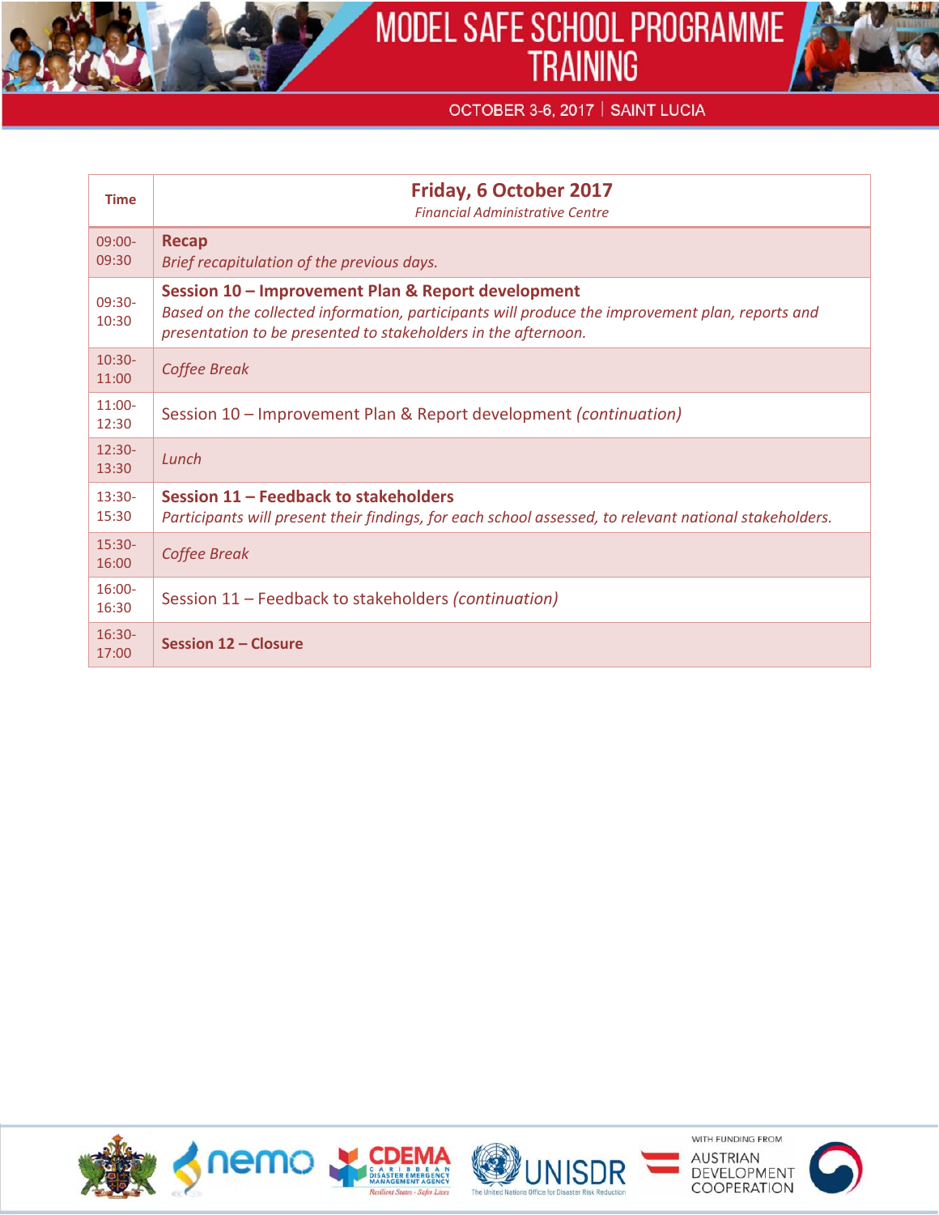| Time | **Friday, 6 October 2017**<br>*Financial Administrative Centre* |
|---|---|
| 09:00-09:30 | **Recap**<br>*Brief recapitulation of the previous days.* |
| 09:30-10:30 | **Session 10 – Improvement Plan & Report development**<br>*Based on the collected information, participants will produce the improvement plan, reports and presentation to be presented to stakeholders in the afternoon.* |
| 10:30-11:00 | *Coffee Break* |
| 11:00-12:30 | Session 10 – Improvement Plan & Report development *(continuation)* |
| 12:30-13:30 | *Lunch* |
| 13:30-15:30 | **Session 11 – Feedback to stakeholders**<br>*Participants will present their findings, for each school assessed, to relevant national stakeholders.* |
| 15:30-16:00 | *Coffee Break* |
| 16:00-16:30 | Session 11 – Feedback to stakeholders *(continuation)* |
| 16:30-17:00 | **Session 12 – Closure** |